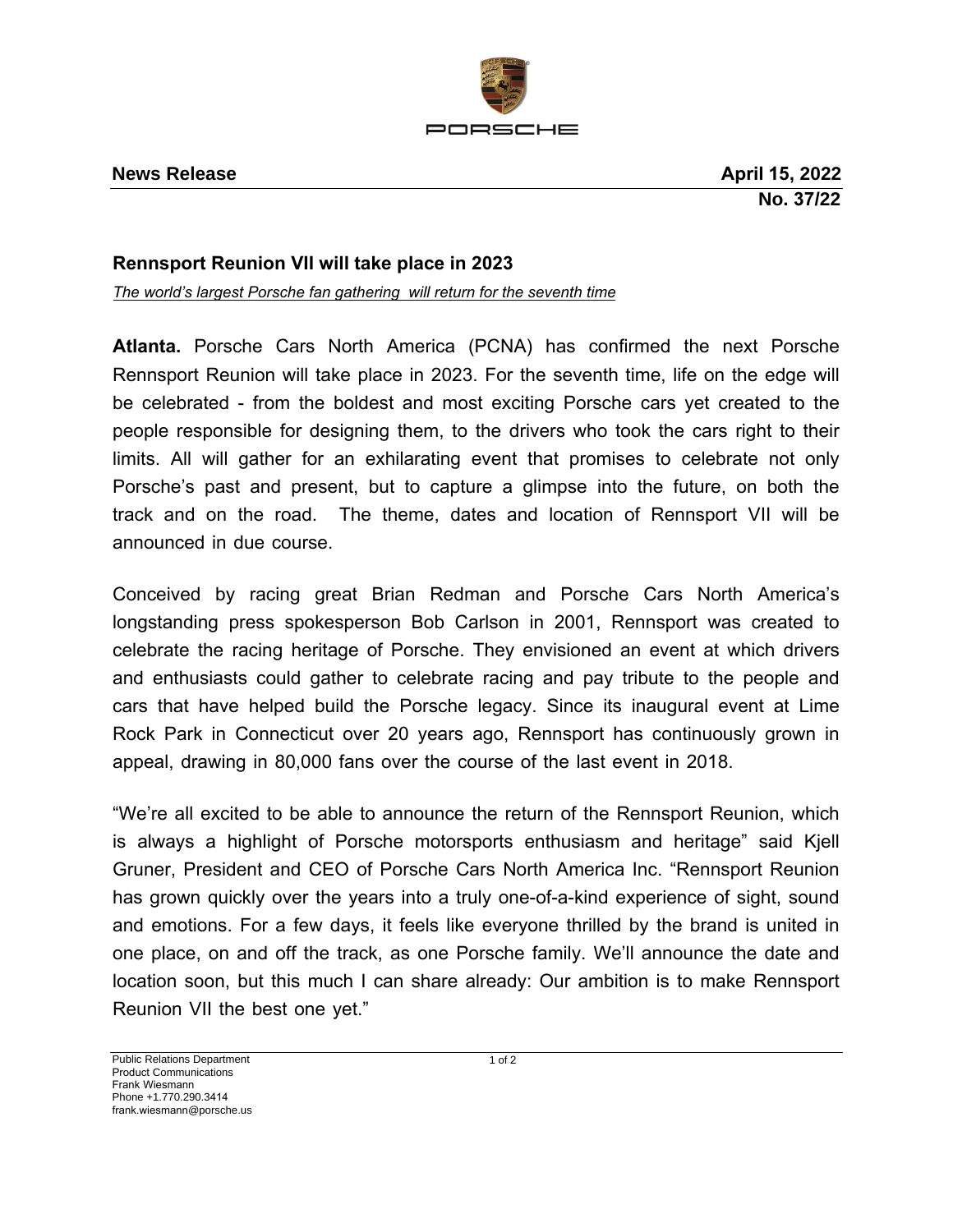PORSCHE

**News Release** **April 15, 2022**
**No. 37/22**

## Rennsport Reunion VII will take place in 2023

*The world's largest Porsche fan gathering will return for the seventh time*

**Atlanta.** Porsche Cars North America (PCNA) has confirmed the next Porsche Rennsport Reunion will take place in 2023. For the seventh time, life on the edge will be celebrated - from the boldest and most exciting Porsche cars yet created to the people responsible for designing them, to the drivers who took the cars right to their limits. All will gather for an exhilarating event that promises to celebrate not only Porsche's past and present, but to capture a glimpse into the future, on both the track and on the road. The theme, dates and location of Rennsport VII will be announced in due course.

Conceived by racing great Brian Redman and Porsche Cars North America's longstanding press spokesperson Bob Carlson in 2001, Rennsport was created to celebrate the racing heritage of Porsche. They envisioned an event at which drivers and enthusiasts could gather to celebrate racing and pay tribute to the people and cars that have helped build the Porsche legacy. Since its inaugural event at Lime Rock Park in Connecticut over 20 years ago, Rennsport has continuously grown in appeal, drawing in 80,000 fans over the course of the last event in 2018.

"We're all excited to be able to announce the return of the Rennsport Reunion, which is always a highlight of Porsche motorsports enthusiasm and heritage" said Kjell Gruner, President and CEO of Porsche Cars North America Inc. "Rennsport Reunion has grown quickly over the years into a truly one-of-a-kind experience of sight, sound and emotions. For a few days, it feels like everyone thrilled by the brand is united in one place, on and off the track, as one Porsche family. We'll announce the date and location soon, but this much I can share already: Our ambition is to make Rennsport Reunion VII the best one yet."

Public Relations Department
Product Communications
Frank Wiesmann
Phone +1.770.290.3414
frank.wiesmann@porsche.us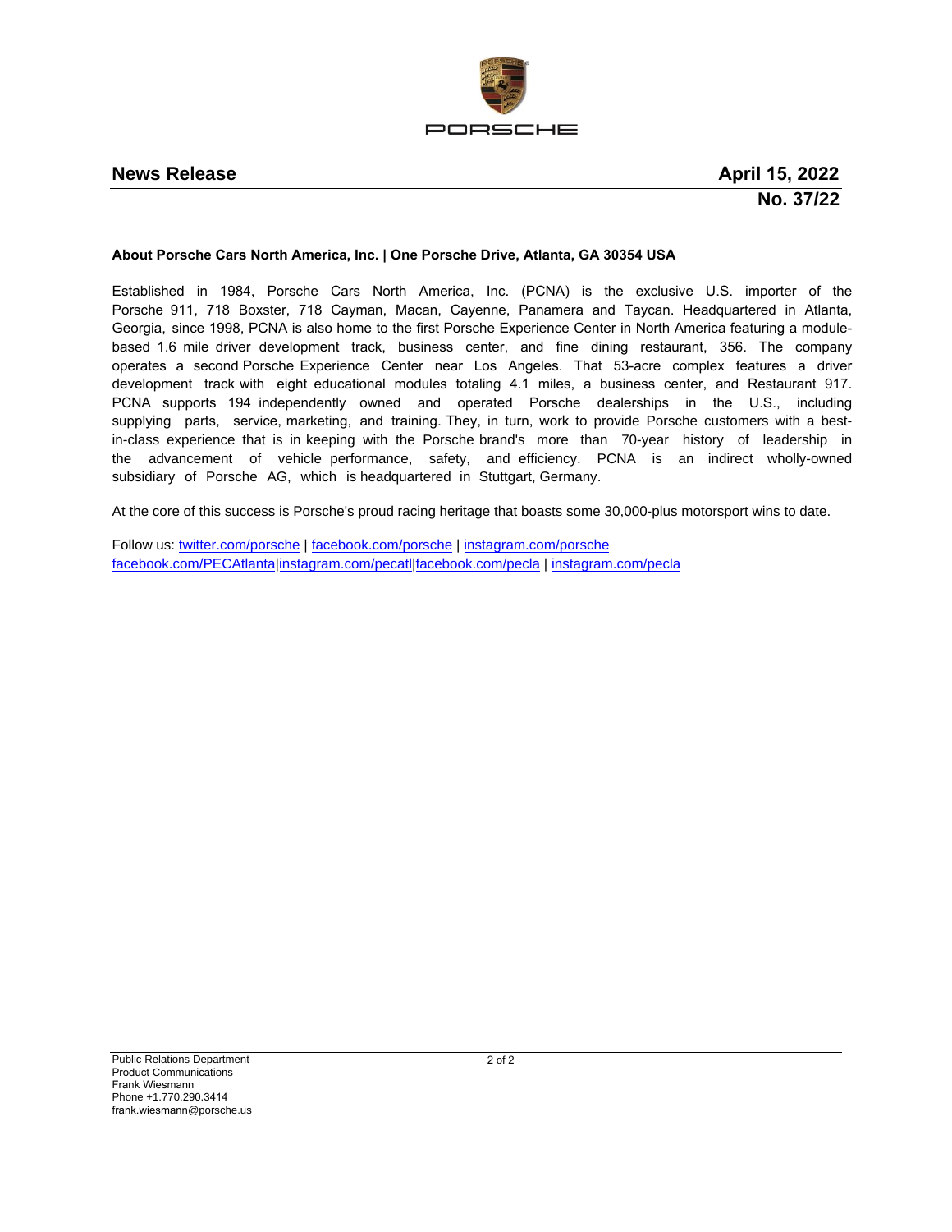**News Release** **April 15, 2022**

**No. 37/22**

**About Porsche Cars North America, Inc. | One Porsche Drive, Atlanta, GA 30354 USA**

Established in 1984, Porsche Cars North America, Inc. (PCNA) is the exclusive U.S. importer of the Porsche 911, 718 Boxster, 718 Cayman, Macan, Cayenne, Panamera and Taycan. Headquartered in Atlanta, Georgia, since 1998, PCNA is also home to the first Porsche Experience Center in North America featuring a module-based 1.6 mile driver development track, business center, and fine dining restaurant, 356. The company operates a second Porsche Experience Center near Los Angeles. That 53-acre complex features a driver development track with eight educational modules totaling 4.1 miles, a business center, and Restaurant 917. PCNA supports 194 independently owned and operated Porsche dealerships in the U.S., including supplying parts, service, marketing, and training. They, in turn, work to provide Porsche customers with a best-in-class experience that is in keeping with the Porsche brand's more than 70-year history of leadership in the advancement of vehicle performance, safety, and efficiency. PCNA is an indirect wholly-owned subsidiary of Porsche AG, which is headquartered in Stuttgart, Germany.

At the core of this success is Porsche's proud racing heritage that boasts some 30,000-plus motorsport wins to date.

Follow us: twitter.com/porsche | facebook.com/porsche | instagram.com/porsche
facebook.com/PECAtlanta|instagram.com/pecatl|facebook.com/pecla | instagram.com/pecla

Public Relations Department
Product Communications
Frank Wiesmann
Phone +1.770.290.3414
frank.wiesmann@porsche.us